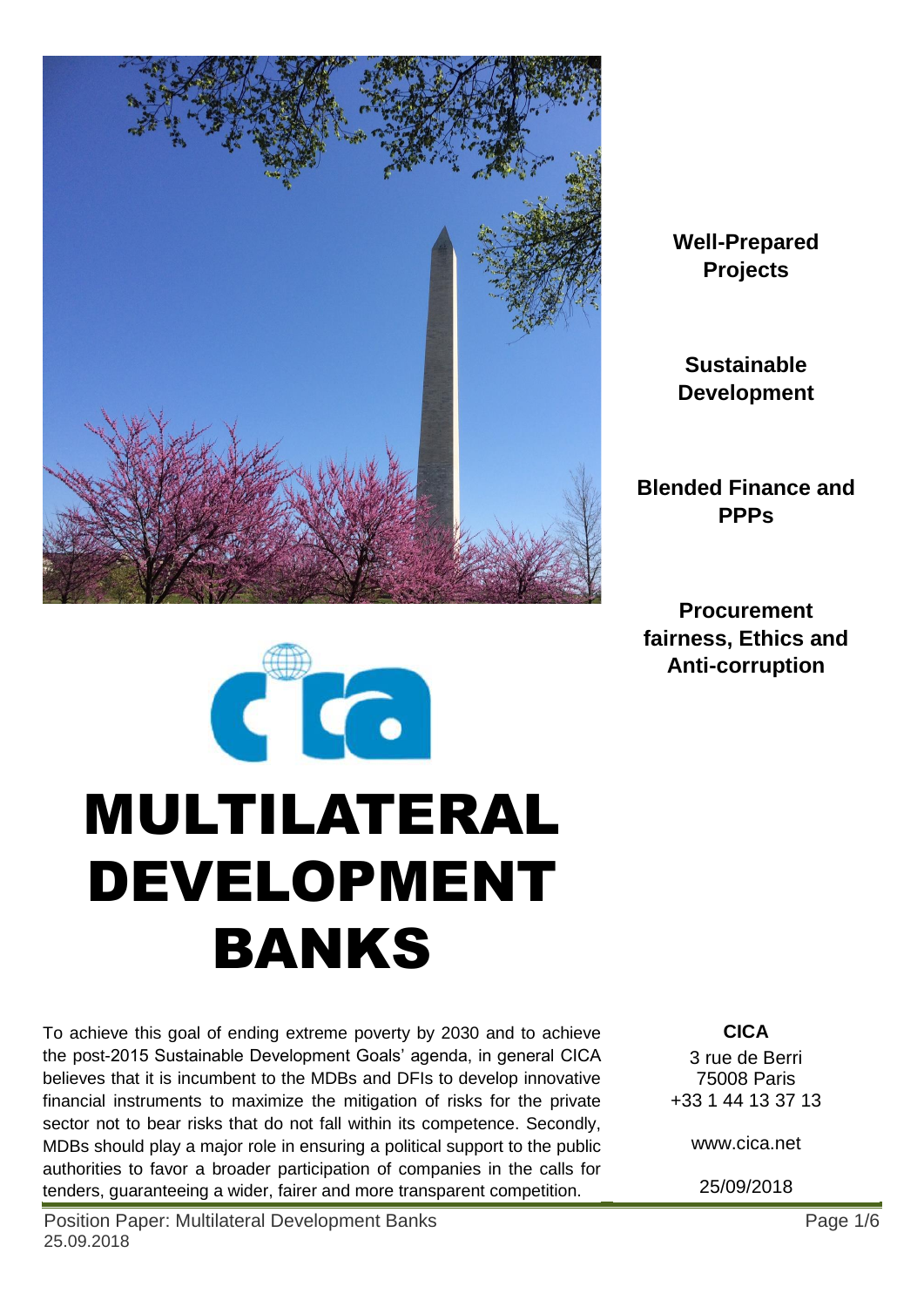# MULTILATERAL DEVELOPMENT BANKS

**Well-Prepared Projects**

**Sustainable Development**

**Blended Finance and PPPs**

**Procurement fairness, Ethics and Anti-corruption**

To achieve this goal of ending extreme poverty by 2030 and to achieve the post-2015 Sustainable Development Goals' agenda, in general CICA believes that it is incumbent to the MDBs and DFIs to develop innovative financial instruments to maximize the mitigation of risks for the private sector not to bear risks that do not fall within its competence. Secondly, MDBs should play a major role in ensuring a political support to the public authorities to favor a broader participation of companies in the calls for tenders, guaranteeing a wider, fairer and more transparent competition.

**CICA**

3 rue de Berri
75008 Paris
+33 1 44 13 37 13

www.cica.net

25/09/2018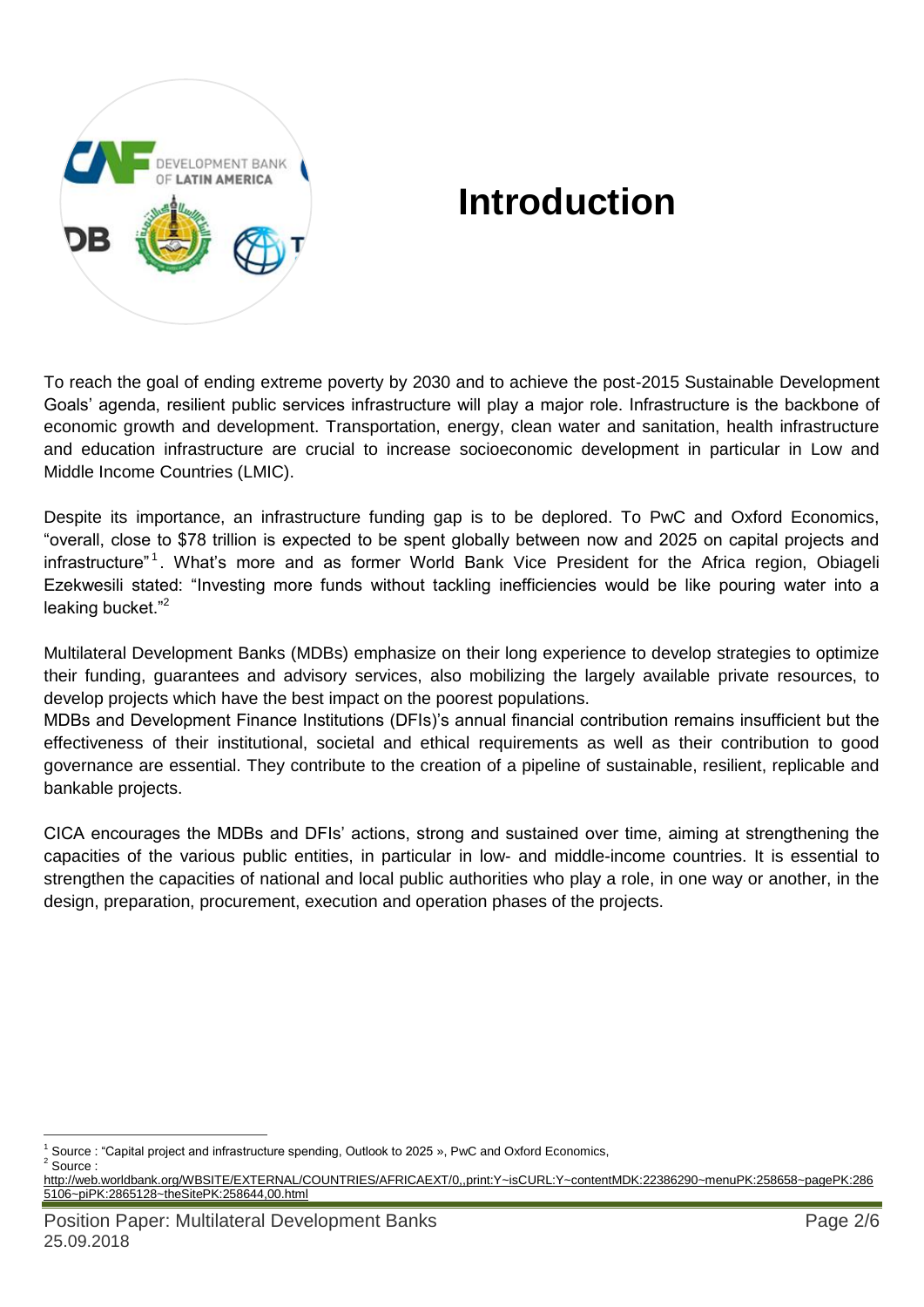# Introduction

To reach the goal of ending extreme poverty by 2030 and to achieve the post-2015 Sustainable Development Goals' agenda, resilient public services infrastructure will play a major role. Infrastructure is the backbone of economic growth and development. Transportation, energy, clean water and sanitation, health infrastructure and education infrastructure are crucial to increase socioeconomic development in particular in Low and Middle Income Countries (LMIC).

Despite its importance, an infrastructure funding gap is to be deplored. To PwC and Oxford Economics, "overall, close to $78 trillion is expected to be spent globally between now and 2025 on capital projects and infrastructure"[1]. What's more and as former World Bank Vice President for the Africa region, Obiageli Ezekwesili stated: "Investing more funds without tackling inefficiencies would be like pouring water into a leaking bucket."[2]

Multilateral Development Banks (MDBs) emphasize on their long experience to develop strategies to optimize their funding, guarantees and advisory services, also mobilizing the largely available private resources, to develop projects which have the best impact on the poorest populations.

MDBs and Development Finance Institutions (DFIs)'s annual financial contribution remains insufficient but the effectiveness of their institutional, societal and ethical requirements as well as their contribution to good governance are essential. They contribute to the creation of a pipeline of sustainable, resilient, replicable and bankable projects.

CICA encourages the MDBs and DFIs' actions, strong and sustained over time, aiming at strengthening the capacities of the various public entities, in particular in low- and middle-income countries. It is essential to strengthen the capacities of national and local public authorities who play a role, in one way or another, in the design, preparation, procurement, execution and operation phases of the projects.

---

[1] Source : "Capital project and infrastructure spending, Outlook to 2025 », PwC and Oxford Economics,

[2] Source : http://web.worldbank.org/WBSITE/EXTERNAL/COUNTRIES/AFRICAEXT/0,,print:Y~isCURL:Y~contentMDK:22386290~menuPK:258658~pagePK:2865106~piPK:2865128~theSitePK:258644,00.html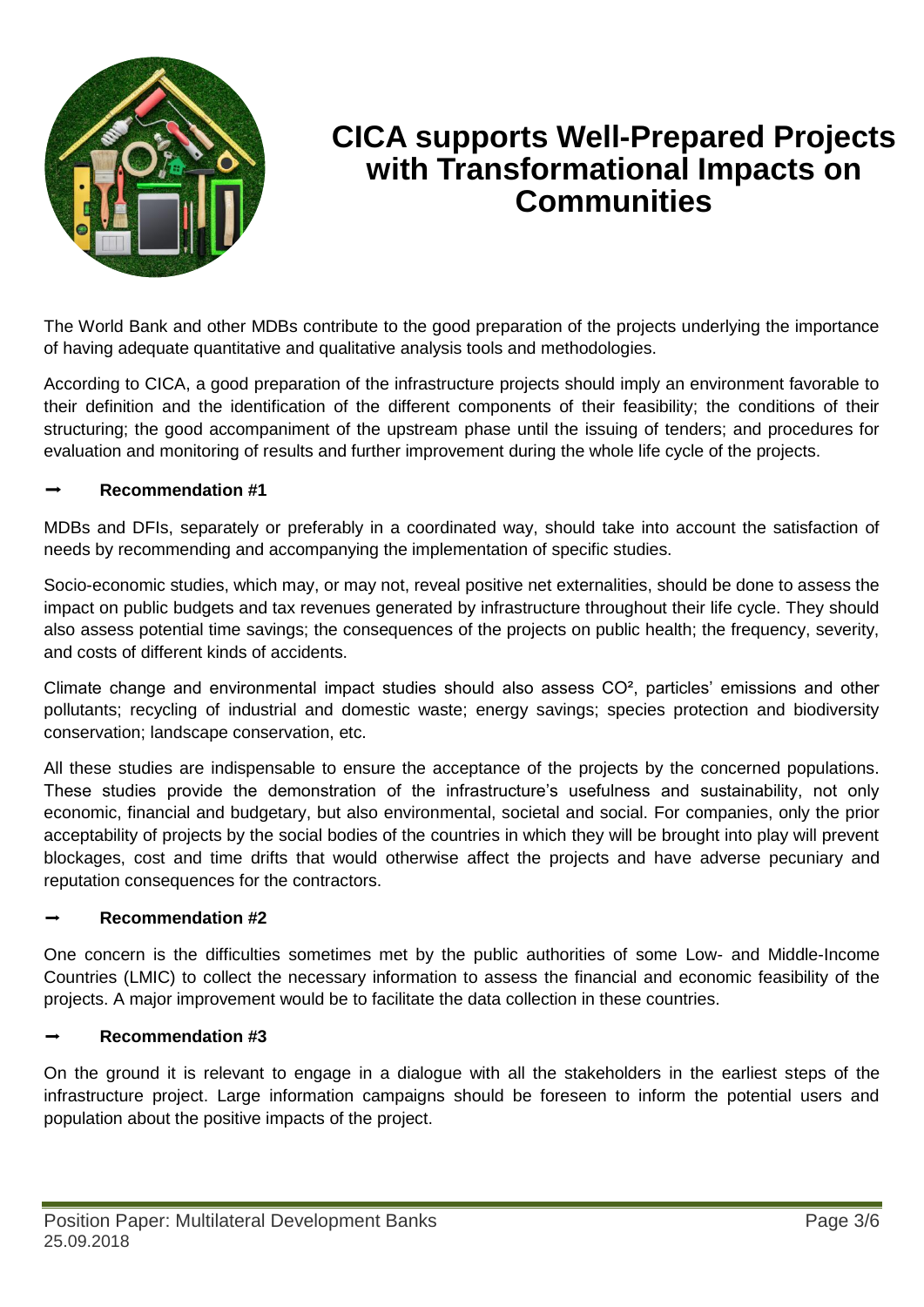# CICA supports Well-Prepared Projects with Transformational Impacts on Communities

The World Bank and other MDBs contribute to the good preparation of the projects underlying the importance of having adequate quantitative and qualitative analysis tools and methodologies.

According to CICA, a good preparation of the infrastructure projects should imply an environment favorable to their definition and the identification of the different components of their feasibility; the conditions of their structuring; the good accompaniment of the upstream phase until the issuing of tenders; and procedures for evaluation and monitoring of results and further improvement during the whole life cycle of the projects.

→ **Recommendation #1**

MDBs and DFIs, separately or preferably in a coordinated way, should take into account the satisfaction of needs by recommending and accompanying the implementation of specific studies.

Socio-economic studies, which may, or may not, reveal positive net externalities, should be done to assess the impact on public budgets and tax revenues generated by infrastructure throughout their life cycle. They should also assess potential time savings; the consequences of the projects on public health; the frequency, severity, and costs of different kinds of accidents.

Climate change and environmental impact studies should also assess $CO^2$, particles' emissions and other pollutants; recycling of industrial and domestic waste; energy savings; species protection and biodiversity conservation; landscape conservation, etc.

All these studies are indispensable to ensure the acceptance of the projects by the concerned populations. These studies provide the demonstration of the infrastructure's usefulness and sustainability, not only economic, financial and budgetary, but also environmental, societal and social. For companies, only the prior acceptability of projects by the social bodies of the countries in which they will be brought into play will prevent blockages, cost and time drifts that would otherwise affect the projects and have adverse pecuniary and reputation consequences for the contractors.

→ **Recommendation #2**

One concern is the difficulties sometimes met by the public authorities of some Low- and Middle-Income Countries (LMIC) to collect the necessary information to assess the financial and economic feasibility of the projects. A major improvement would be to facilitate the data collection in these countries.

→ **Recommendation #3**

On the ground it is relevant to engage in a dialogue with all the stakeholders in the earliest steps of the infrastructure project. Large information campaigns should be foreseen to inform the potential users and population about the positive impacts of the project.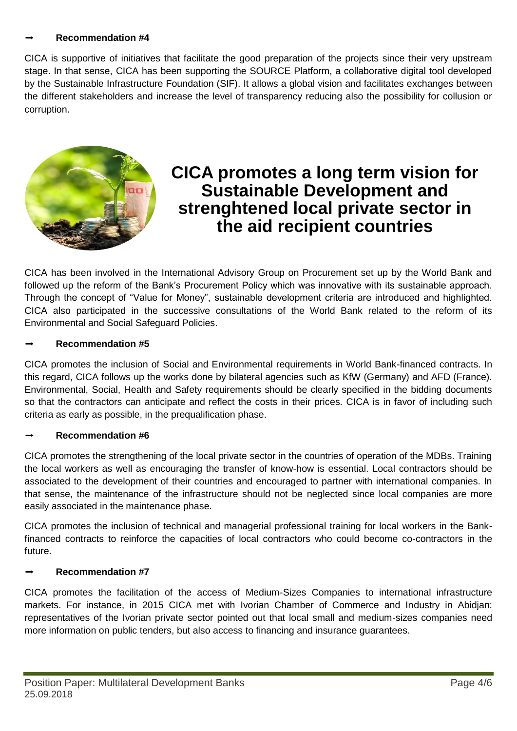**➞ Recommendation #4**

CICA is supportive of initiatives that facilitate the good preparation of the projects since their very upstream stage. In that sense, CICA has been supporting the SOURCE Platform, a collaborative digital tool developed by the Sustainable Infrastructure Foundation (SIF). It allows a global vision and facilitates exchanges between the different stakeholders and increase the level of transparency reducing also the possibility for collusion or corruption.

## CICA promotes a long term vision for Sustainable Development and strenghtened local private sector in the aid recipient countries

CICA has been involved in the International Advisory Group on Procurement set up by the World Bank and followed up the reform of the Bank's Procurement Policy which was innovative with its sustainable approach. Through the concept of "Value for Money", sustainable development criteria are introduced and highlighted. CICA also participated in the successive consultations of the World Bank related to the reform of its Environmental and Social Safeguard Policies.

**➞ Recommendation #5**

CICA promotes the inclusion of Social and Environmental requirements in World Bank-financed contracts. In this regard, CICA follows up the works done by bilateral agencies such as KfW (Germany) and AFD (France). Environmental, Social, Health and Safety requirements should be clearly specified in the bidding documents so that the contractors can anticipate and reflect the costs in their prices. CICA is in favor of including such criteria as early as possible, in the prequalification phase.

**➞ Recommendation #6**

CICA promotes the strengthening of the local private sector in the countries of operation of the MDBs. Training the local workers as well as encouraging the transfer of know-how is essential. Local contractors should be associated to the development of their countries and encouraged to partner with international companies. In that sense, the maintenance of the infrastructure should not be neglected since local companies are more easily associated in the maintenance phase.

CICA promotes the inclusion of technical and managerial professional training for local workers in the Bank-financed contracts to reinforce the capacities of local contractors who could become co-contractors in the future.

**➞ Recommendation #7**

CICA promotes the facilitation of the access of Medium-Sizes Companies to international infrastructure markets. For instance, in 2015 CICA met with Ivorian Chamber of Commerce and Industry in Abidjan: representatives of the Ivorian private sector pointed out that local small and medium-sizes companies need more information on public tenders, but also access to financing and insurance guarantees.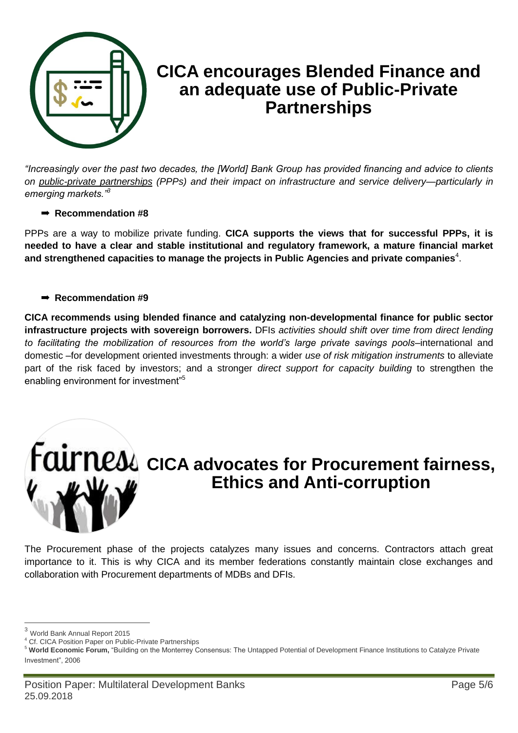# CICA encourages Blended Finance and an adequate use of Public-Private Partnerships

*"Increasingly over the past two decades, the [World] Bank Group has provided financing and advice to clients on public-private partnerships (PPPs) and their impact on infrastructure and service delivery—particularly in emerging markets."*[3]

➡ **Recommendation #8**

PPPs are a way to mobilize private funding. **CICA supports the views that for successful PPPs, it is needed to have a clear and stable institutional and regulatory framework, a mature financial market and strengthened capacities to manage the projects in Public Agencies and private companies**[4].

➡ **Recommendation #9**

**CICA recommends using blended finance and catalyzing non-developmental finance for public sector infrastructure projects with sovereign borrowers.** DFIs *activities should shift over time from direct lending to facilitating the mobilization of resources from the world's large private savings pools*–international and domestic –for development oriented investments through: a wider *use of risk mitigation instruments* to alleviate part of the risk faced by investors; and a stronger *direct support for capacity building* to strengthen the enabling environment for investment"[5]

# CICA advocates for Procurement fairness, Ethics and Anti-corruption

The Procurement phase of the projects catalyzes many issues and concerns. Contractors attach great importance to it. This is why CICA and its member federations constantly maintain close exchanges and collaboration with Procurement departments of MDBs and DFIs.

---

[3] World Bank Annual Report 2015

[4] Cf. CICA Position Paper on Public-Private Partnerships

[5] **World Economic Forum,** "Building on the Monterrey Consensus: The Untapped Potential of Development Finance Institutions to Catalyze Private Investment", 2006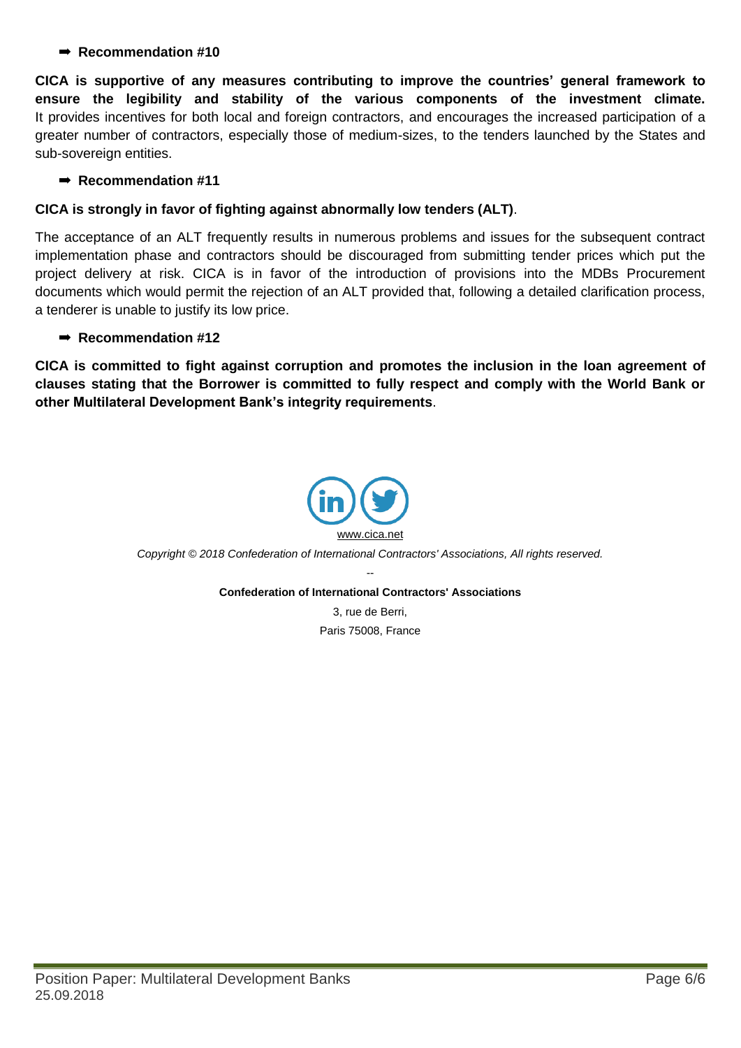➡ **Recommendation #10**

**CICA is supportive of any measures contributing to improve the countries' general framework to ensure the legibility and stability of the various components of the investment climate.** It provides incentives for both local and foreign contractors, and encourages the increased participation of a greater number of contractors, especially those of medium-sizes, to the tenders launched by the States and sub-sovereign entities.

➡ **Recommendation #11**

**CICA is strongly in favor of fighting against abnormally low tenders (ALT)**.

The acceptance of an ALT frequently results in numerous problems and issues for the subsequent contract implementation phase and contractors should be discouraged from submitting tender prices which put the project delivery at risk. CICA is in favor of the introduction of provisions into the MDBs Procurement documents which would permit the rejection of an ALT provided that, following a detailed clarification process, a tenderer is unable to justify its low price.

➡ **Recommendation #12**

**CICA is committed to fight against corruption and promotes the inclusion in the loan agreement of clauses stating that the Borrower is committed to fully respect and comply with the World Bank or other Multilateral Development Bank's integrity requirements**.

www.cica.net

*Copyright © 2018 Confederation of International Contractors' Associations, All rights reserved.*

--

**Confederation of International Contractors' Associations**

3, rue de Berri,

Paris 75008, France